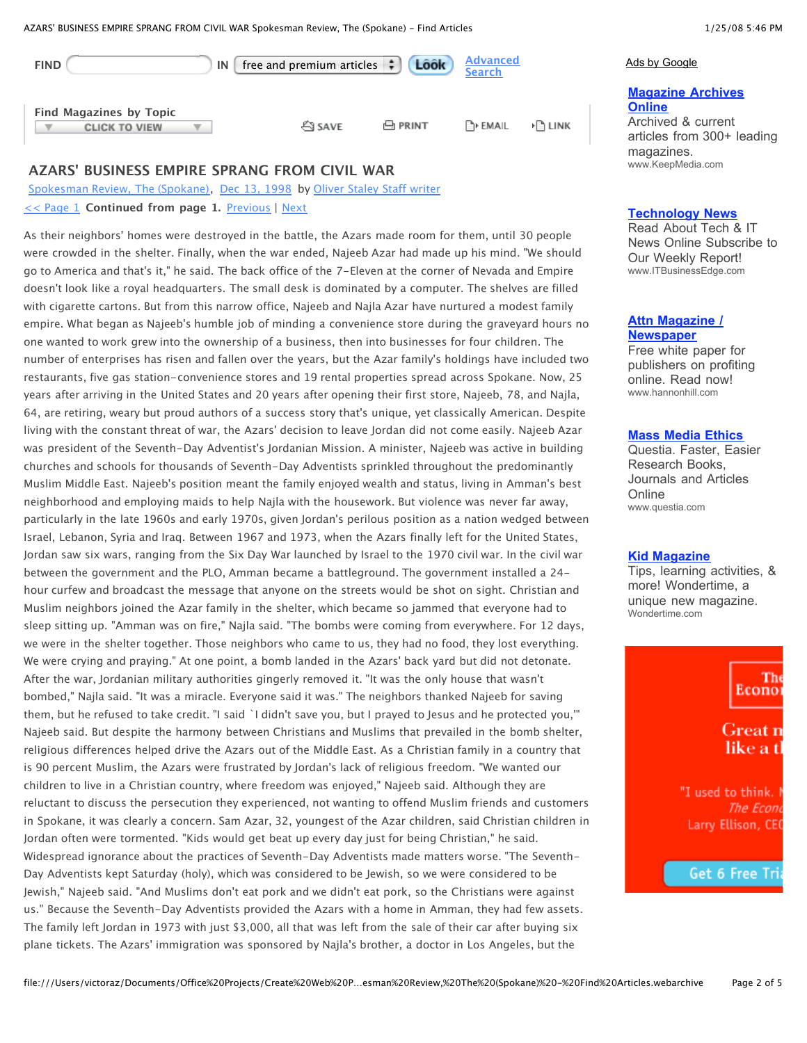## AZARS' BUSINESS EMPIRE SPRANG FROM CIVIL WAR

Spokesman Review, The (Spokane), Dec 13, 1998 by Oliver Staley Staff writer

<< Page 1 **Continued from page 1.** Previous | Next

As their neighbors' homes were destroyed in the battle, the Azars made room for them, until 30 people were crowded in the shelter. Finally, when the war ended, Najeeb Azar had made up his mind. "We should go to America and that's it," he said. The back office of the 7-Eleven at the corner of Nevada and Empire doesn't look like a royal headquarters. The small desk is dominated by a computer. The shelves are filled with cigarette cartons. But from this narrow office, Najeeb and Najla Azar have nurtured a modest family empire. What began as Najeeb's humble job of minding a convenience store during the graveyard hours no one wanted to work grew into the ownership of a business, then into businesses for four children. The number of enterprises has risen and fallen over the years, but the Azar family's holdings have included two restaurants, five gas station-convenience stores and 19 rental properties spread across Spokane. Now, 25 years after arriving in the United States and 20 years after opening their first store, Najeeb, 78, and Najla, 64, are retiring, weary but proud authors of a success story that's unique, yet classically American. Despite living with the constant threat of war, the Azars' decision to leave Jordan did not come easily. Najeeb Azar was president of the Seventh-Day Adventist's Jordanian Mission. A minister, Najeeb was active in building churches and schools for thousands of Seventh-Day Adventists sprinkled throughout the predominantly Muslim Middle East. Najeeb's position meant the family enjoyed wealth and status, living in Amman's best neighborhood and employing maids to help Najla with the housework. But violence was never far away, particularly in the late 1960s and early 1970s, given Jordan's perilous position as a nation wedged between Israel, Lebanon, Syria and Iraq. Between 1967 and 1973, when the Azars finally left for the United States, Jordan saw six wars, ranging from the Six Day War launched by Israel to the 1970 civil war. In the civil war between the government and the PLO, Amman became a battleground. The government installed a 24-hour curfew and broadcast the message that anyone on the streets would be shot on sight. Christian and Muslim neighbors joined the Azar family in the shelter, which became so jammed that everyone had to sleep sitting up. "Amman was on fire," Najla said. "The bombs were coming from everywhere. For 12 days, we were in the shelter together. Those neighbors who came to us, they had no food, they lost everything. We were crying and praying." At one point, a bomb landed in the Azars' back yard but did not detonate. After the war, Jordanian military authorities gingerly removed it. "It was the only house that wasn't bombed," Najla said. "It was a miracle. Everyone said it was." The neighbors thanked Najeeb for saving them, but he refused to take credit. "I said `I didn't save you, but I prayed to Jesus and he protected you,'" Najeeb said. But despite the harmony between Christians and Muslims that prevailed in the bomb shelter, religious differences helped drive the Azars out of the Middle East. As a Christian family in a country that is 90 percent Muslim, the Azars were frustrated by Jordan's lack of religious freedom. "We wanted our children to live in a Christian country, where freedom was enjoyed," Najeeb said. Although they are reluctant to discuss the persecution they experienced, not wanting to offend Muslim friends and customers in Spokane, it was clearly a concern. Sam Azar, 32, youngest of the Azar children, said Christian children in Jordan often were tormented. "Kids would get beat up every day just for being Christian," he said. Widespread ignorance about the practices of Seventh-Day Adventists made matters worse. "The Seventh-Day Adventists kept Saturday (holy), which was considered to be Jewish, so we were considered to be Jewish," Najeeb said. "And Muslims don't eat pork and we didn't eat pork, so the Christians were against us." Because the Seventh-Day Adventists provided the Azars with a home in Amman, they had few assets. The family left Jordan in 1973 with just $3,000, all that was left from the sale of their car after buying six plane tickets. The Azars' immigration was sponsored by Najla's brother, a doctor in Los Angeles, but the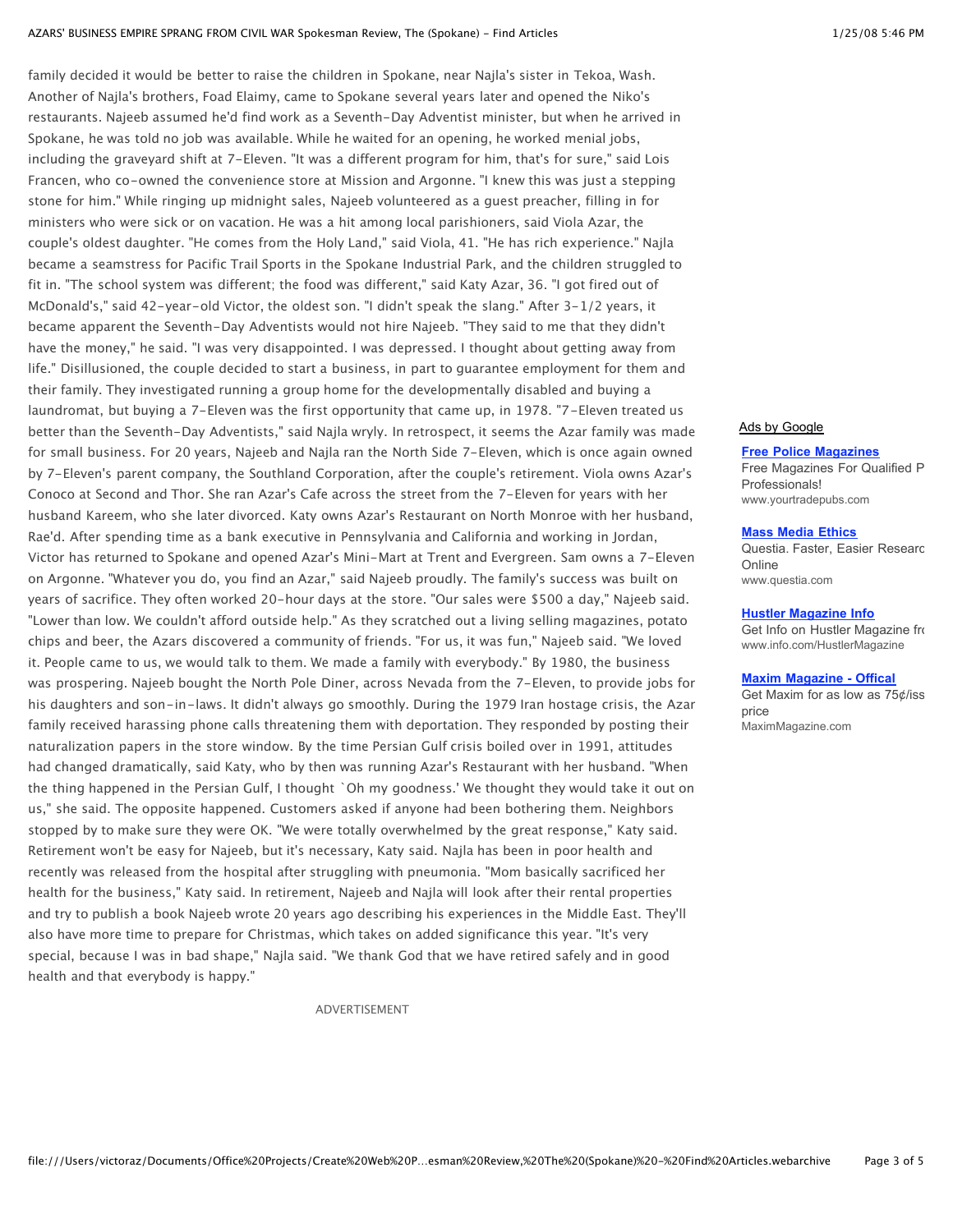family decided it would be better to raise the children in Spokane, near Najla's sister in Tekoa, Wash. Another of Najla's brothers, Foad Elaimy, came to Spokane several years later and opened the Niko's restaurants. Najeeb assumed he'd find work as a Seventh-Day Adventist minister, but when he arrived in Spokane, he was told no job was available. While he waited for an opening, he worked menial jobs, including the graveyard shift at 7-Eleven. "It was a different program for him, that's for sure," said Lois Francen, who co-owned the convenience store at Mission and Argonne. "I knew this was just a stepping stone for him." While ringing up midnight sales, Najeeb volunteered as a guest preacher, filling in for ministers who were sick or on vacation. He was a hit among local parishioners, said Viola Azar, the couple's oldest daughter. "He comes from the Holy Land," said Viola, 41. "He has rich experience." Najla became a seamstress for Pacific Trail Sports in the Spokane Industrial Park, and the children struggled to fit in. "The school system was different; the food was different," said Katy Azar, 36. "I got fired out of McDonald's," said 42-year-old Victor, the oldest son. "I didn't speak the slang." After 3-1/2 years, it became apparent the Seventh-Day Adventists would not hire Najeeb. "They said to me that they didn't have the money," he said. "I was very disappointed. I was depressed. I thought about getting away from life." Disillusioned, the couple decided to start a business, in part to guarantee employment for them and their family. They investigated running a group home for the developmentally disabled and buying a laundromat, but buying a 7-Eleven was the first opportunity that came up, in 1978. "7-Eleven treated us better than the Seventh-Day Adventists," said Najla wryly. In retrospect, it seems the Azar family was made for small business. For 20 years, Najeeb and Najla ran the North Side 7-Eleven, which is once again owned by 7-Eleven's parent company, the Southland Corporation, after the couple's retirement. Viola owns Azar's Conoco at Second and Thor. She ran Azar's Cafe across the street from the 7-Eleven for years with her husband Kareem, who she later divorced. Katy owns Azar's Restaurant on North Monroe with her husband, Rae'd. After spending time as a bank executive in Pennsylvania and California and working in Jordan, Victor has returned to Spokane and opened Azar's Mini-Mart at Trent and Evergreen. Sam owns a 7-Eleven on Argonne. "Whatever you do, you find an Azar," said Najeeb proudly. The family's success was built on years of sacrifice. They often worked 20-hour days at the store. "Our sales were $500 a day," Najeeb said. "Lower than low. We couldn't afford outside help." As they scratched out a living selling magazines, potato chips and beer, the Azars discovered a community of friends. "For us, it was fun," Najeeb said. "We loved it. People came to us, we would talk to them. We made a family with everybody." By 1980, the business was prospering. Najeeb bought the North Pole Diner, across Nevada from the 7-Eleven, to provide jobs for his daughters and son-in-laws. It didn't always go smoothly. During the 1979 Iran hostage crisis, the Azar family received harassing phone calls threatening them with deportation. They responded by posting their naturalization papers in the store window. By the time Persian Gulf crisis boiled over in 1991, attitudes had changed dramatically, said Katy, who by then was running Azar's Restaurant with her husband. "When the thing happened in the Persian Gulf, I thought `Oh my goodness.' We thought they would take it out on us," she said. The opposite happened. Customers asked if anyone had been bothering them. Neighbors stopped by to make sure they were OK. "We were totally overwhelmed by the great response," Katy said. Retirement won't be easy for Najeeb, but it's necessary, Katy said. Najla has been in poor health and recently was released from the hospital after struggling with pneumonia. "Mom basically sacrificed her health for the business," Katy said. In retirement, Najeeb and Najla will look after their rental properties and try to publish a book Najeeb wrote 20 years ago describing his experiences in the Middle East. They'll also have more time to prepare for Christmas, which takes on added significance this year. "It's very special, because I was in bad shape," Najla said. "We thank God that we have retired safely and in good health and that everybody is happy."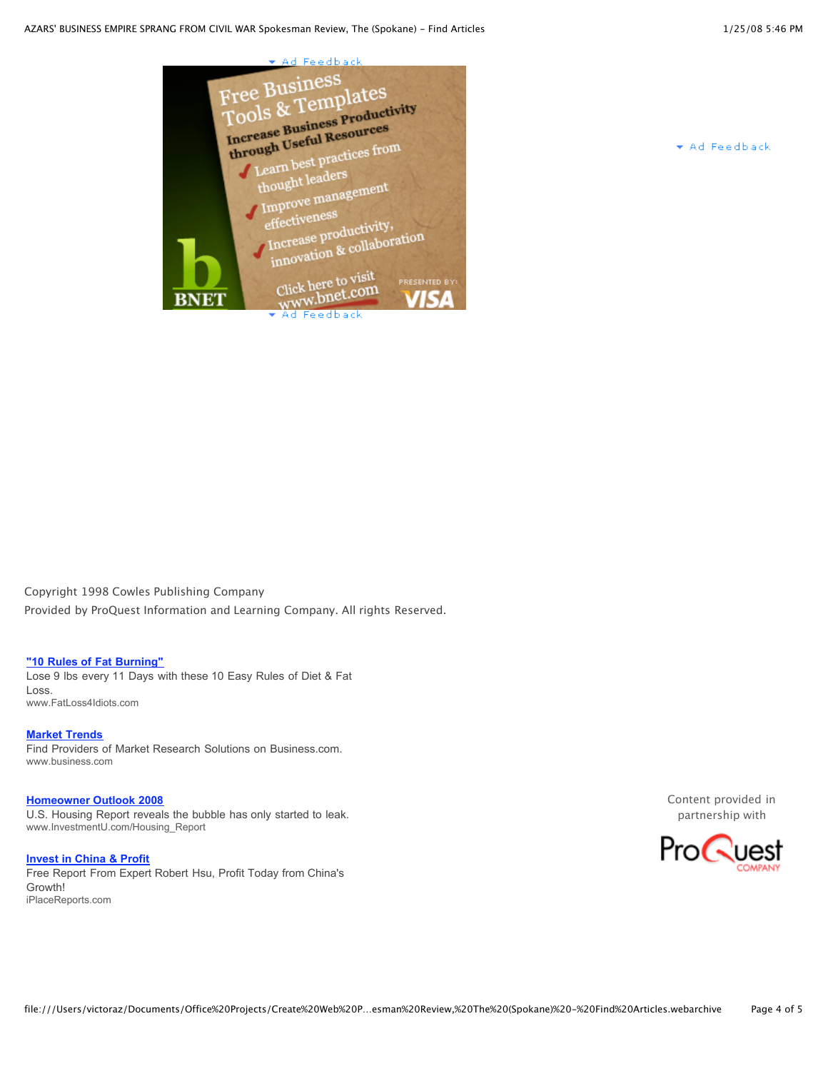Ad Feedback

Free Business Tools & Templates
Increase Business Productivity through Useful Resources
- Learn best practices from thought leaders
- Improve management effectiveness
- Increase productivity, innovation & collaboration

Click here to visit www.bnet.com

PRESENTED BY: VISA

BNET

Ad Feedback

Ad Feedback

Copyright 1998 Cowles Publishing Company

Provided by ProQuest Information and Learning Company. All rights Reserved.

**"10 Rules of Fat Burning"**
Lose 9 lbs every 11 Days with these 10 Easy Rules of Diet & Fat Loss.
www.FatLoss4Idiots.com

**Market Trends**
Find Providers of Market Research Solutions on Business.com.
www.business.com

**Homeowner Outlook 2008**
U.S. Housing Report reveals the bubble has only started to leak.
www.InvestmentU.com/Housing_Report

**Invest in China & Profit**
Free Report From Expert Robert Hsu, Profit Today from China's Growth!
iPlaceReports.com

Content provided in partnership with

ProQuest COMPANY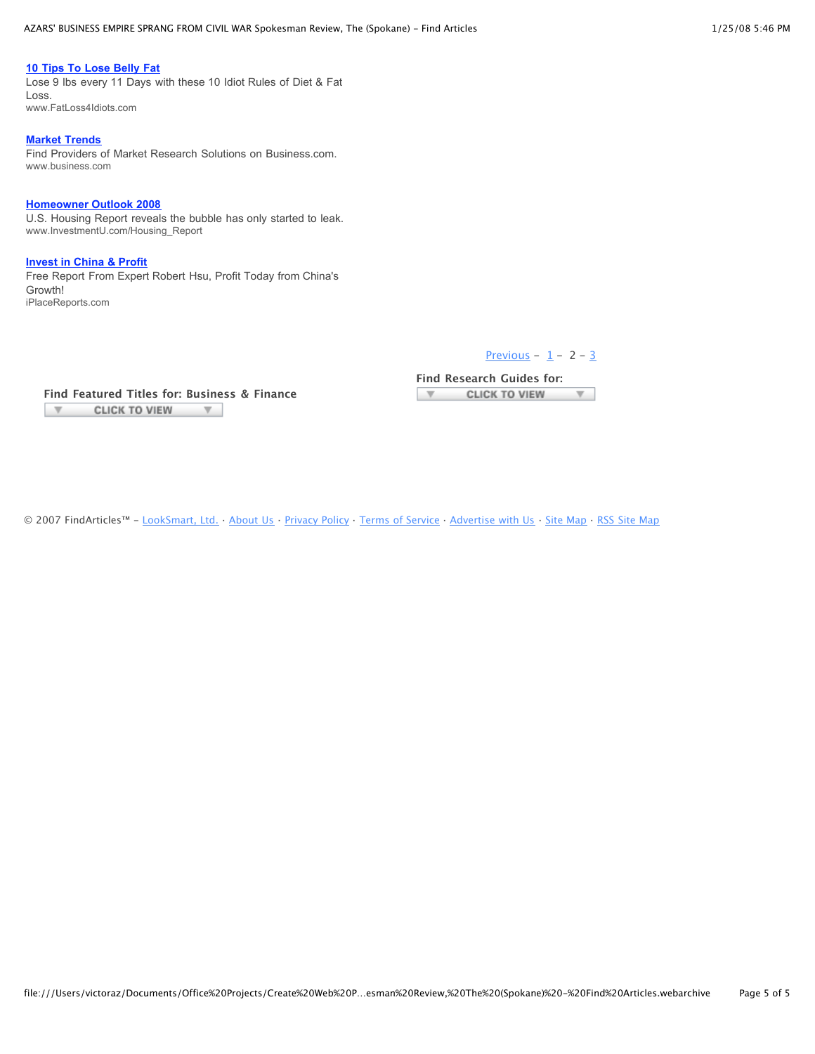**10 Tips To Lose Belly Fat**
Lose 9 lbs every 11 Days with these 10 Idiot Rules of Diet & Fat Loss.
www.FatLoss4Idiots.com

**Market Trends**
Find Providers of Market Research Solutions on Business.com.
www.business.com

**Homeowner Outlook 2008**
U.S. Housing Report reveals the bubble has only started to leak.
www.InvestmentU.com/Housing_Report

**Invest in China & Profit**
Free Report From Expert Robert Hsu, Profit Today from China's Growth!
iPlaceReports.com

Previous – 1 – 2 – 3

Find Featured Titles for: Business & Finance

CLICK TO VIEW

Find Research Guides for:

CLICK TO VIEW

© 2007 FindArticles™ – LookSmart, Ltd. · About Us · Privacy Policy · Terms of Service · Advertise with Us · Site Map · RSS Site Map